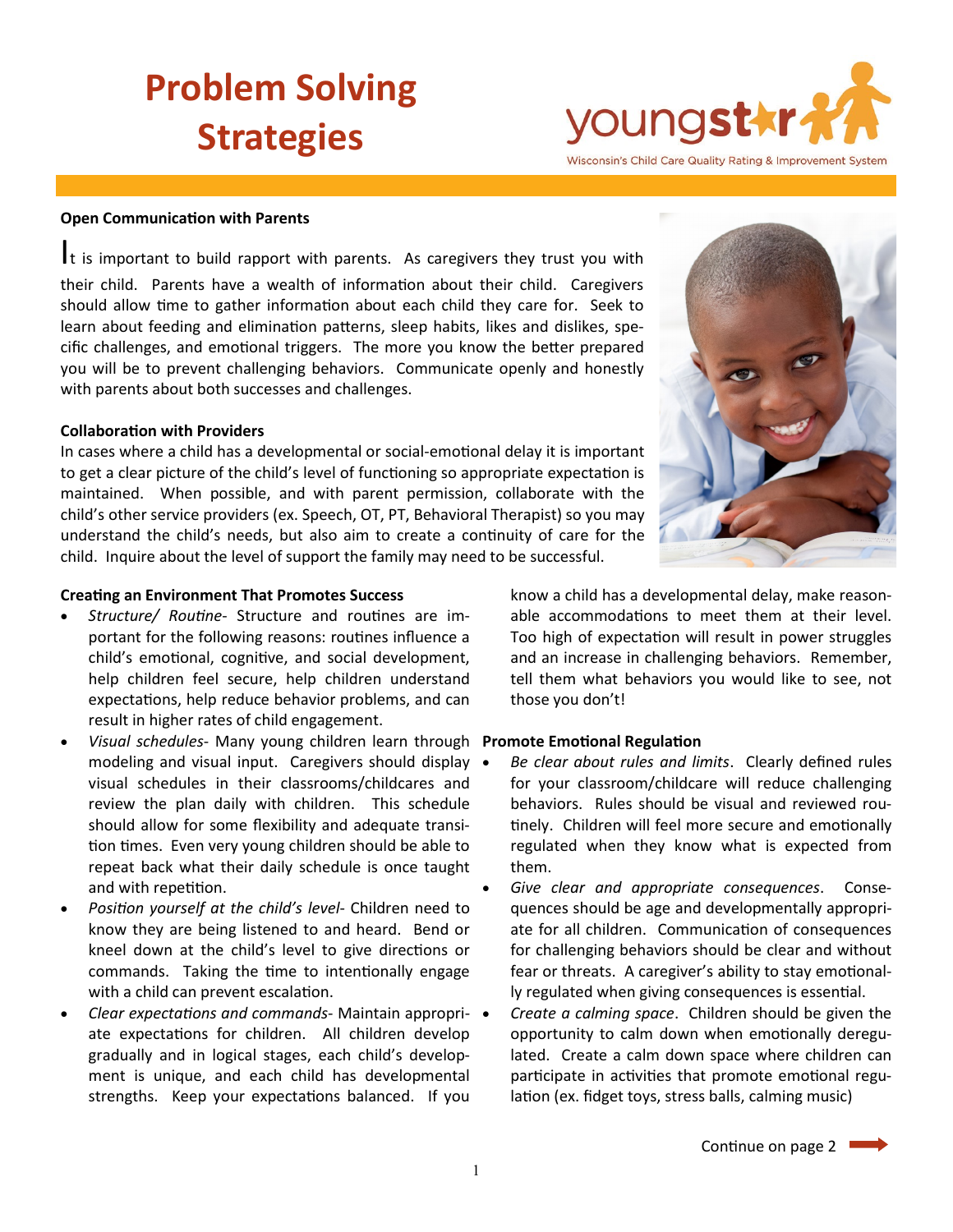# Problem Solving Strategies

youngstar — Wisconsin's Child Care Quality Rating & Improvement System

### Open Communication with Parents

It is important to build rapport with parents. As caregivers they trust you with their child. Parents have a wealth of information about their child. Caregivers should allow time to gather information about each child they care for. Seek to learn about feeding and elimination patterns, sleep habits, likes and dislikes, specific challenges, and emotional triggers. The more you know the better prepared you will be to prevent challenging behaviors. Communicate openly and honestly with parents about both successes and challenges.

### Collaboration with Providers

In cases where a child has a developmental or social-emotional delay it is important to get a clear picture of the child's level of functioning so appropriate expectation is maintained. When possible, and with parent permission, collaborate with the child's other service providers (ex. Speech, OT, PT, Behavioral Therapist) so you may understand the child's needs, but also aim to create a continuity of care for the child. Inquire about the level of support the family may need to be successful.

### Creating an Environment That Promotes Success

- *Structure/ Routine*- Structure and routines are important for the following reasons: routines influence a child's emotional, cognitive, and social development, help children feel secure, help children understand expectations, help reduce behavior problems, and can result in higher rates of child engagement.
- *Visual schedules*- Many young children learn through modeling and visual input. Caregivers should display visual schedules in their classrooms/childcares and review the plan daily with children. This schedule should allow for some flexibility and adequate transition times. Even very young children should be able to repeat back what their daily schedule is once taught and with repetition.
- *Position yourself at the child's level*- Children need to know they are being listened to and heard. Bend or kneel down at the child's level to give directions or commands. Taking the time to intentionally engage with a child can prevent escalation.
- *Clear expectations and commands*- Maintain appropriate expectations for children. All children develop gradually and in logical stages, each child's development is unique, and each child has developmental strengths. Keep your expectations balanced. If you know a child has a developmental delay, make reasonable accommodations to meet them at their level. Too high of expectation will result in power struggles and an increase in challenging behaviors. Remember, tell them what behaviors you would like to see, not those you don't!

### Promote Emotional Regulation

- *Be clear about rules and limits*. Clearly defined rules for your classroom/childcare will reduce challenging behaviors. Rules should be visual and reviewed routinely. Children will feel more secure and emotionally regulated when they know what is expected from them.
- *Give clear and appropriate consequences*. Consequences should be age and developmentally appropriate for all children. Communication of consequences for challenging behaviors should be clear and without fear or threats. A caregiver's ability to stay emotionally regulated when giving consequences is essential.
- *Create a calming space*. Children should be given the opportunity to calm down when emotionally deregulated. Create a calm down space where children can participate in activities that promote emotional regulation (ex. fidget toys, stress balls, calming music)

Continue on page 2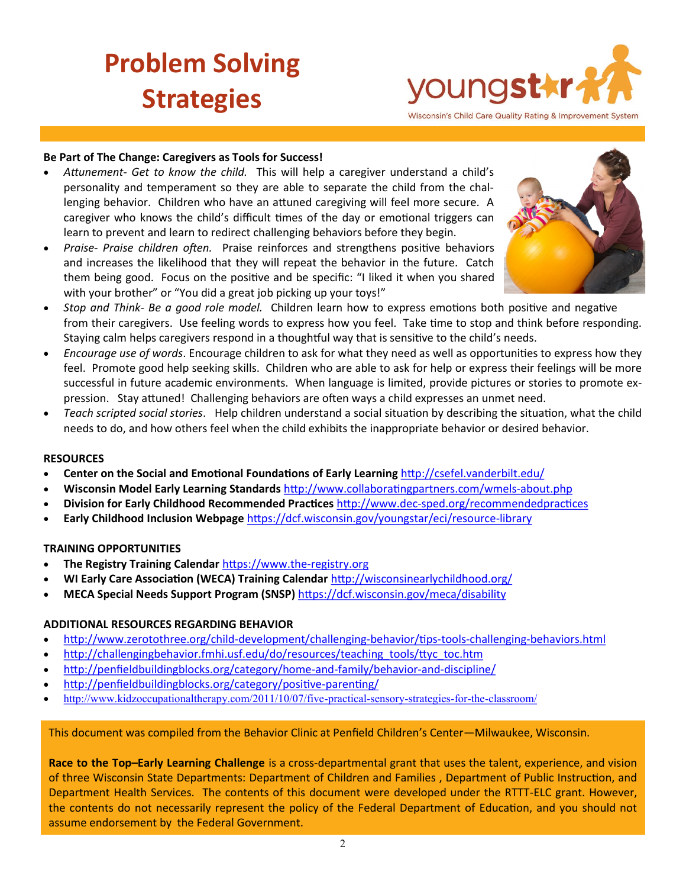# Problem Solving Strategies

youngstar — Wisconsin's Child Care Quality Rating & Improvement System

**Be Part of The Change: Caregivers as Tools for Success!**

- *Attunement- Get to know the child.* This will help a caregiver understand a child's personality and temperament so they are able to separate the child from the challenging behavior. Children who have an attuned caregiving will feel more secure. A caregiver who knows the child's difficult times of the day or emotional triggers can learn to prevent and learn to redirect challenging behaviors before they begin.
- *Praise- Praise children often.* Praise reinforces and strengthens positive behaviors and increases the likelihood that they will repeat the behavior in the future. Catch them being good. Focus on the positive and be specific: "I liked it when you shared with your brother" or "You did a great job picking up your toys!"
- *Stop and Think- Be a good role model.* Children learn how to express emotions both positive and negative from their caregivers. Use feeling words to express how you feel. Take time to stop and think before responding. Staying calm helps caregivers respond in a thoughtful way that is sensitive to the child's needs.
- *Encourage use of words*. Encourage children to ask for what they need as well as opportunities to express how they feel. Promote good help seeking skills. Children who are able to ask for help or express their feelings will be more successful in future academic environments. When language is limited, provide pictures or stories to promote expression. Stay attuned! Challenging behaviors are often ways a child expresses an unmet need.
- *Teach scripted social stories*. Help children understand a social situation by describing the situation, what the child needs to do, and how others feel when the child exhibits the inappropriate behavior or desired behavior.

**RESOURCES**

- **Center on the Social and Emotional Foundations of Early Learning** http://csefel.vanderbilt.edu/
- **Wisconsin Model Early Learning Standards** http://www.collaboratingpartners.com/wmels-about.php
- **Division for Early Childhood Recommended Practices** http://www.dec-sped.org/recommendedpractices
- **Early Childhood Inclusion Webpage** https://dcf.wisconsin.gov/youngstar/eci/resource-library

**TRAINING OPPORTUNITIES**

- **The Registry Training Calendar** https://www.the-registry.org
- **WI Early Care Association (WECA) Training Calendar** http://wisconsinearlychildhood.org/
- **MECA Special Needs Support Program (SNSP)** https://dcf.wisconsin.gov/meca/disability

**ADDITIONAL RESOURCES REGARDING BEHAVIOR**

- http://www.zerotothree.org/child-development/challenging-behavior/tips-tools-challenging-behaviors.html
- http://challengingbehavior.fmhi.usf.edu/do/resources/teaching_tools/ttyc_toc.htm
- http://penfieldbuildingblocks.org/category/home-and-family/behavior-and-discipline/
- http://penfieldbuildingblocks.org/category/positive-parenting/
- http://www.kidzoccupationaltherapy.com/2011/10/07/five-practical-sensory-strategies-for-the-classroom/

This document was compiled from the Behavior Clinic at Penfield Children's Center—Milwaukee, Wisconsin.

**Race to the Top–Early Learning Challenge** is a cross-departmental grant that uses the talent, experience, and vision of three Wisconsin State Departments: Department of Children and Families , Department of Public Instruction, and Department Health Services. The contents of this document were developed under the RTTT-ELC grant. However, the contents do not necessarily represent the policy of the Federal Department of Education, and you should not assume endorsement by the Federal Government.